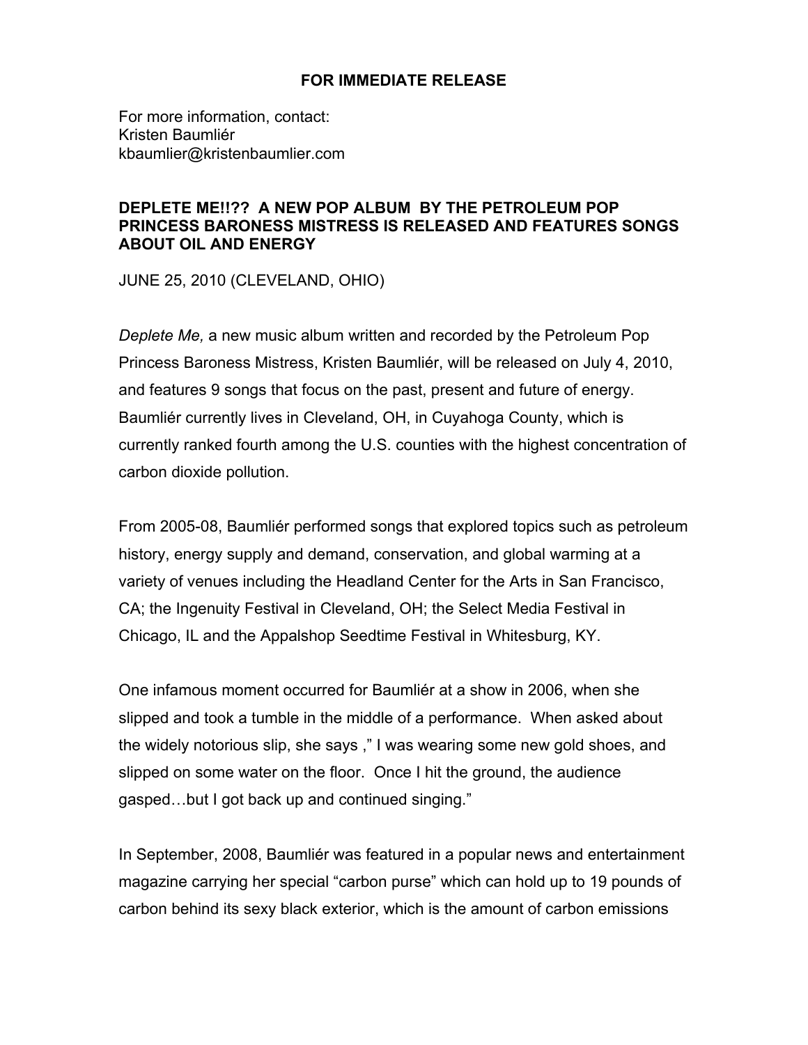**FOR IMMEDIATE RELEASE**

For more information, contact:
Kristen Baumliér
kbaumlier@kristenbaumlier.com

**DEPLETE ME!!?? A NEW POP ALBUM BY THE PETROLEUM POP PRINCESS BARONESS MISTRESS IS RELEASED AND FEATURES SONGS ABOUT OIL AND ENERGY**

JUNE 25, 2010 (CLEVELAND, OHIO)

*Deplete Me,* a new music album written and recorded by the Petroleum Pop Princess Baroness Mistress, Kristen Baumliér, will be released on July 4, 2010, and features 9 songs that focus on the past, present and future of energy. Baumliér currently lives in Cleveland, OH, in Cuyahoga County, which is currently ranked fourth among the U.S. counties with the highest concentration of carbon dioxide pollution.

From 2005-08, Baumliér performed songs that explored topics such as petroleum history, energy supply and demand, conservation, and global warming at a variety of venues including the Headland Center for the Arts in San Francisco, CA; the Ingenuity Festival in Cleveland, OH; the Select Media Festival in Chicago, IL and the Appalshop Seedtime Festival in Whitesburg, KY.

One infamous moment occurred for Baumliér at a show in 2006, when she slipped and took a tumble in the middle of a performance. When asked about the widely notorious slip, she says ," I was wearing some new gold shoes, and slipped on some water on the floor. Once I hit the ground, the audience gasped…but I got back up and continued singing."

In September, 2008, Baumliér was featured in a popular news and entertainment magazine carrying her special "carbon purse" which can hold up to 19 pounds of carbon behind its sexy black exterior, which is the amount of carbon emissions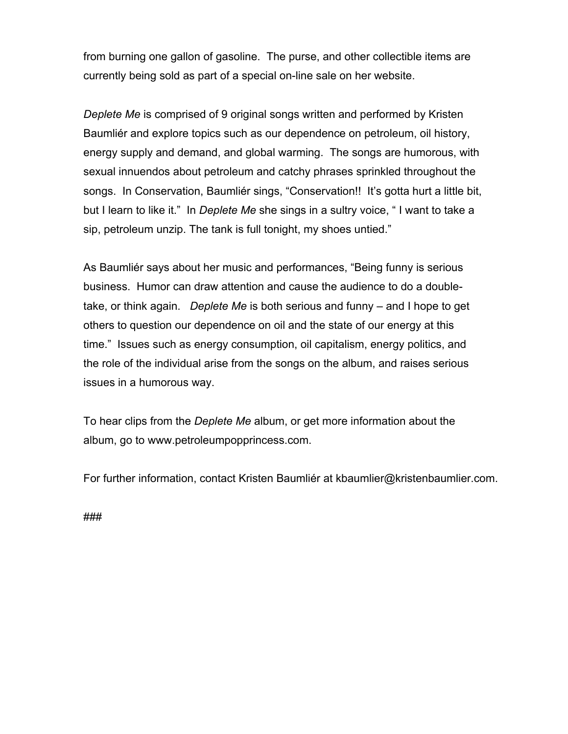from burning one gallon of gasoline. The purse, and other collectible items are currently being sold as part of a special on-line sale on her website.

*Deplete Me* is comprised of 9 original songs written and performed by Kristen Baumliér and explore topics such as our dependence on petroleum, oil history, energy supply and demand, and global warming. The songs are humorous, with sexual innuendos about petroleum and catchy phrases sprinkled throughout the songs. In Conservation, Baumliér sings, "Conservation!! It's gotta hurt a little bit, but I learn to like it." In *Deplete Me* she sings in a sultry voice, " I want to take a sip, petroleum unzip. The tank is full tonight, my shoes untied."

As Baumliér says about her music and performances, "Being funny is serious business. Humor can draw attention and cause the audience to do a double-take, or think again. *Deplete Me* is both serious and funny – and I hope to get others to question our dependence on oil and the state of our energy at this time." Issues such as energy consumption, oil capitalism, energy politics, and the role of the individual arise from the songs on the album, and raises serious issues in a humorous way.

To hear clips from the *Deplete Me* album, or get more information about the album, go to www.petroleumpopprincess.com.

For further information, contact Kristen Baumliér at kbaumlier@kristenbaumlier.com.

###